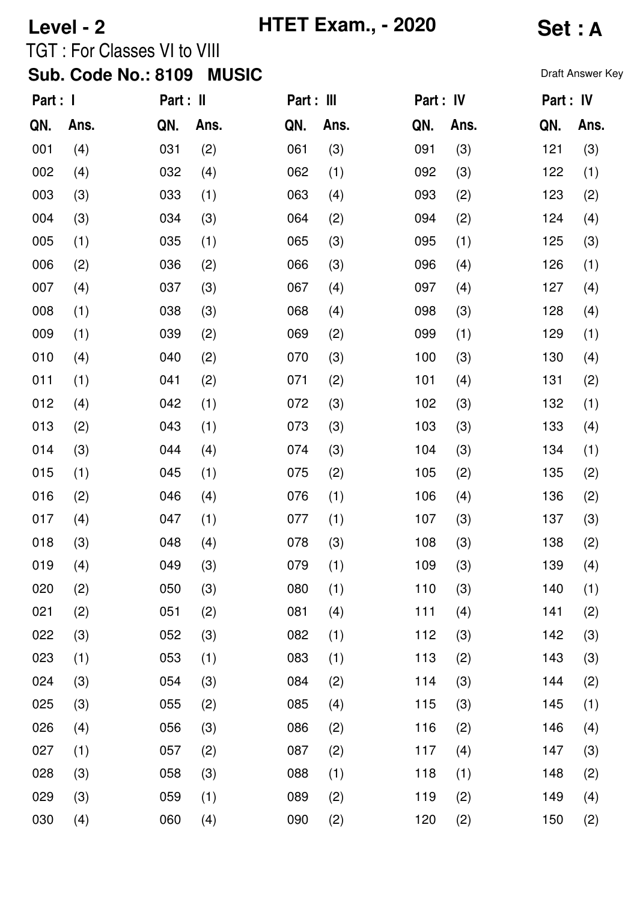**Level - 2** **HTET Exam., - 2020** **Set : A**

TGT : For Classes VI to VIII

**Sub. Code No.: 8109 MUSIC**

Draft Answer Key

| Part : I | | Part : II | | Part : III | | Part : IV | | Part : IV | |
|---|---|---|---|---|---|---|---|---|---|
| QN. | Ans. | QN. | Ans. | QN. | Ans. | QN. | Ans. | QN. | Ans. |
| 001 | (4) | 031 | (2) | 061 | (3) | 091 | (3) | 121 | (3) |
| 002 | (4) | 032 | (4) | 062 | (1) | 092 | (3) | 122 | (1) |
| 003 | (3) | 033 | (1) | 063 | (4) | 093 | (2) | 123 | (2) |
| 004 | (3) | 034 | (3) | 064 | (2) | 094 | (2) | 124 | (4) |
| 005 | (1) | 035 | (1) | 065 | (3) | 095 | (1) | 125 | (3) |
| 006 | (2) | 036 | (2) | 066 | (3) | 096 | (4) | 126 | (1) |
| 007 | (4) | 037 | (3) | 067 | (4) | 097 | (4) | 127 | (4) |
| 008 | (1) | 038 | (3) | 068 | (4) | 098 | (3) | 128 | (4) |
| 009 | (1) | 039 | (2) | 069 | (2) | 099 | (1) | 129 | (1) |
| 010 | (4) | 040 | (2) | 070 | (3) | 100 | (3) | 130 | (4) |
| 011 | (1) | 041 | (2) | 071 | (2) | 101 | (4) | 131 | (2) |
| 012 | (4) | 042 | (1) | 072 | (3) | 102 | (3) | 132 | (1) |
| 013 | (2) | 043 | (1) | 073 | (3) | 103 | (3) | 133 | (4) |
| 014 | (3) | 044 | (4) | 074 | (3) | 104 | (3) | 134 | (1) |
| 015 | (1) | 045 | (1) | 075 | (2) | 105 | (2) | 135 | (2) |
| 016 | (2) | 046 | (4) | 076 | (1) | 106 | (4) | 136 | (2) |
| 017 | (4) | 047 | (1) | 077 | (1) | 107 | (3) | 137 | (3) |
| 018 | (3) | 048 | (4) | 078 | (3) | 108 | (3) | 138 | (2) |
| 019 | (4) | 049 | (3) | 079 | (1) | 109 | (3) | 139 | (4) |
| 020 | (2) | 050 | (3) | 080 | (1) | 110 | (3) | 140 | (1) |
| 021 | (2) | 051 | (2) | 081 | (4) | 111 | (4) | 141 | (2) |
| 022 | (3) | 052 | (3) | 082 | (1) | 112 | (3) | 142 | (3) |
| 023 | (1) | 053 | (1) | 083 | (1) | 113 | (2) | 143 | (3) |
| 024 | (3) | 054 | (3) | 084 | (2) | 114 | (3) | 144 | (2) |
| 025 | (3) | 055 | (2) | 085 | (4) | 115 | (3) | 145 | (1) |
| 026 | (4) | 056 | (3) | 086 | (2) | 116 | (2) | 146 | (4) |
| 027 | (1) | 057 | (2) | 087 | (2) | 117 | (4) | 147 | (3) |
| 028 | (3) | 058 | (3) | 088 | (1) | 118 | (1) | 148 | (2) |
| 029 | (3) | 059 | (1) | 089 | (2) | 119 | (2) | 149 | (4) |
| 030 | (4) | 060 | (4) | 090 | (2) | 120 | (2) | 150 | (2) |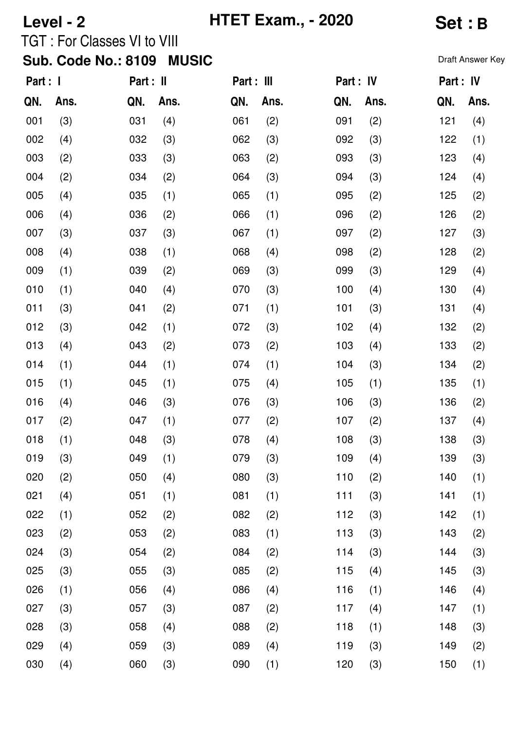**Level - 2** | **HTET Exam., - 2020** | **Set : B**

TGT : For Classes VI to VIII

**Sub. Code No.: 8109 MUSIC**

Draft Answer Key

| Part : I | | Part : II | | Part : III | | Part : IV | | Part : IV | |
|---|---|---|---|---|---|---|---|---|---|
| QN. | Ans. | QN. | Ans. | QN. | Ans. | QN. | Ans. | QN. | Ans. |
| 001 | (3) | 031 | (4) | 061 | (2) | 091 | (2) | 121 | (4) |
| 002 | (4) | 032 | (3) | 062 | (3) | 092 | (3) | 122 | (1) |
| 003 | (2) | 033 | (3) | 063 | (2) | 093 | (3) | 123 | (4) |
| 004 | (2) | 034 | (2) | 064 | (3) | 094 | (3) | 124 | (4) |
| 005 | (4) | 035 | (1) | 065 | (1) | 095 | (2) | 125 | (2) |
| 006 | (4) | 036 | (2) | 066 | (1) | 096 | (2) | 126 | (2) |
| 007 | (3) | 037 | (3) | 067 | (1) | 097 | (2) | 127 | (3) |
| 008 | (4) | 038 | (1) | 068 | (4) | 098 | (2) | 128 | (2) |
| 009 | (1) | 039 | (2) | 069 | (3) | 099 | (3) | 129 | (4) |
| 010 | (1) | 040 | (4) | 070 | (3) | 100 | (4) | 130 | (4) |
| 011 | (3) | 041 | (2) | 071 | (1) | 101 | (3) | 131 | (4) |
| 012 | (3) | 042 | (1) | 072 | (3) | 102 | (4) | 132 | (2) |
| 013 | (4) | 043 | (2) | 073 | (2) | 103 | (4) | 133 | (2) |
| 014 | (1) | 044 | (1) | 074 | (1) | 104 | (3) | 134 | (2) |
| 015 | (1) | 045 | (1) | 075 | (4) | 105 | (1) | 135 | (1) |
| 016 | (4) | 046 | (3) | 076 | (3) | 106 | (3) | 136 | (2) |
| 017 | (2) | 047 | (1) | 077 | (2) | 107 | (2) | 137 | (4) |
| 018 | (1) | 048 | (3) | 078 | (4) | 108 | (3) | 138 | (3) |
| 019 | (3) | 049 | (1) | 079 | (3) | 109 | (4) | 139 | (3) |
| 020 | (2) | 050 | (4) | 080 | (3) | 110 | (2) | 140 | (1) |
| 021 | (4) | 051 | (1) | 081 | (1) | 111 | (3) | 141 | (1) |
| 022 | (1) | 052 | (2) | 082 | (2) | 112 | (3) | 142 | (1) |
| 023 | (2) | 053 | (2) | 083 | (1) | 113 | (3) | 143 | (2) |
| 024 | (3) | 054 | (2) | 084 | (2) | 114 | (3) | 144 | (3) |
| 025 | (3) | 055 | (3) | 085 | (2) | 115 | (4) | 145 | (3) |
| 026 | (1) | 056 | (4) | 086 | (4) | 116 | (1) | 146 | (4) |
| 027 | (3) | 057 | (3) | 087 | (2) | 117 | (4) | 147 | (1) |
| 028 | (3) | 058 | (4) | 088 | (2) | 118 | (1) | 148 | (3) |
| 029 | (4) | 059 | (3) | 089 | (4) | 119 | (3) | 149 | (2) |
| 030 | (4) | 060 | (3) | 090 | (1) | 120 | (3) | 150 | (1) |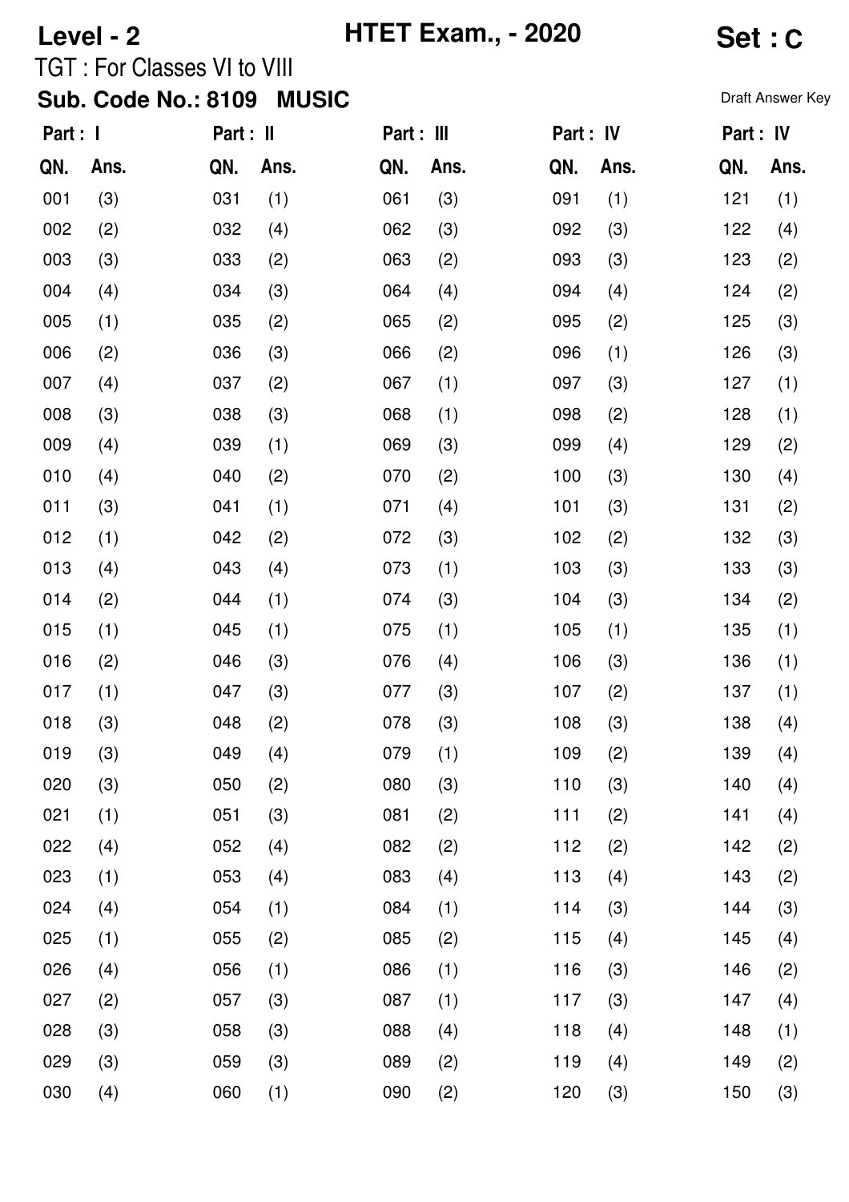**Level - 2** **HTET Exam., - 2020** **Set : C**

TGT : For Classes VI to VIII

**Sub. Code No.: 8109 MUSIC**

Draft Answer Key

| Part : I | | Part : II | | Part : III | | Part : IV | | Part : IV | |
|---|---|---|---|---|---|---|---|---|---|
| QN. | Ans. | QN. | Ans. | QN. | Ans. | QN. | Ans. | QN. | Ans. |
| 001 | (3) | 031 | (1) | 061 | (3) | 091 | (1) | 121 | (1) |
| 002 | (2) | 032 | (4) | 062 | (3) | 092 | (3) | 122 | (4) |
| 003 | (3) | 033 | (2) | 063 | (2) | 093 | (3) | 123 | (2) |
| 004 | (4) | 034 | (3) | 064 | (4) | 094 | (4) | 124 | (2) |
| 005 | (1) | 035 | (2) | 065 | (2) | 095 | (2) | 125 | (3) |
| 006 | (2) | 036 | (3) | 066 | (2) | 096 | (1) | 126 | (3) |
| 007 | (4) | 037 | (2) | 067 | (1) | 097 | (3) | 127 | (1) |
| 008 | (3) | 038 | (3) | 068 | (1) | 098 | (2) | 128 | (1) |
| 009 | (4) | 039 | (1) | 069 | (3) | 099 | (4) | 129 | (2) |
| 010 | (4) | 040 | (2) | 070 | (2) | 100 | (3) | 130 | (4) |
| 011 | (3) | 041 | (1) | 071 | (4) | 101 | (3) | 131 | (2) |
| 012 | (1) | 042 | (2) | 072 | (3) | 102 | (2) | 132 | (3) |
| 013 | (4) | 043 | (4) | 073 | (1) | 103 | (3) | 133 | (3) |
| 014 | (2) | 044 | (1) | 074 | (3) | 104 | (3) | 134 | (2) |
| 015 | (1) | 045 | (1) | 075 | (1) | 105 | (1) | 135 | (1) |
| 016 | (2) | 046 | (3) | 076 | (4) | 106 | (3) | 136 | (1) |
| 017 | (1) | 047 | (3) | 077 | (3) | 107 | (2) | 137 | (1) |
| 018 | (3) | 048 | (2) | 078 | (3) | 108 | (3) | 138 | (4) |
| 019 | (3) | 049 | (4) | 079 | (1) | 109 | (2) | 139 | (4) |
| 020 | (3) | 050 | (2) | 080 | (3) | 110 | (3) | 140 | (4) |
| 021 | (1) | 051 | (3) | 081 | (2) | 111 | (2) | 141 | (4) |
| 022 | (4) | 052 | (4) | 082 | (2) | 112 | (2) | 142 | (2) |
| 023 | (1) | 053 | (4) | 083 | (4) | 113 | (4) | 143 | (2) |
| 024 | (4) | 054 | (1) | 084 | (1) | 114 | (3) | 144 | (3) |
| 025 | (1) | 055 | (2) | 085 | (2) | 115 | (4) | 145 | (4) |
| 026 | (4) | 056 | (1) | 086 | (1) | 116 | (3) | 146 | (2) |
| 027 | (2) | 057 | (3) | 087 | (1) | 117 | (3) | 147 | (4) |
| 028 | (3) | 058 | (3) | 088 | (4) | 118 | (4) | 148 | (1) |
| 029 | (3) | 059 | (3) | 089 | (2) | 119 | (4) | 149 | (2) |
| 030 | (4) | 060 | (1) | 090 | (2) | 120 | (3) | 150 | (3) |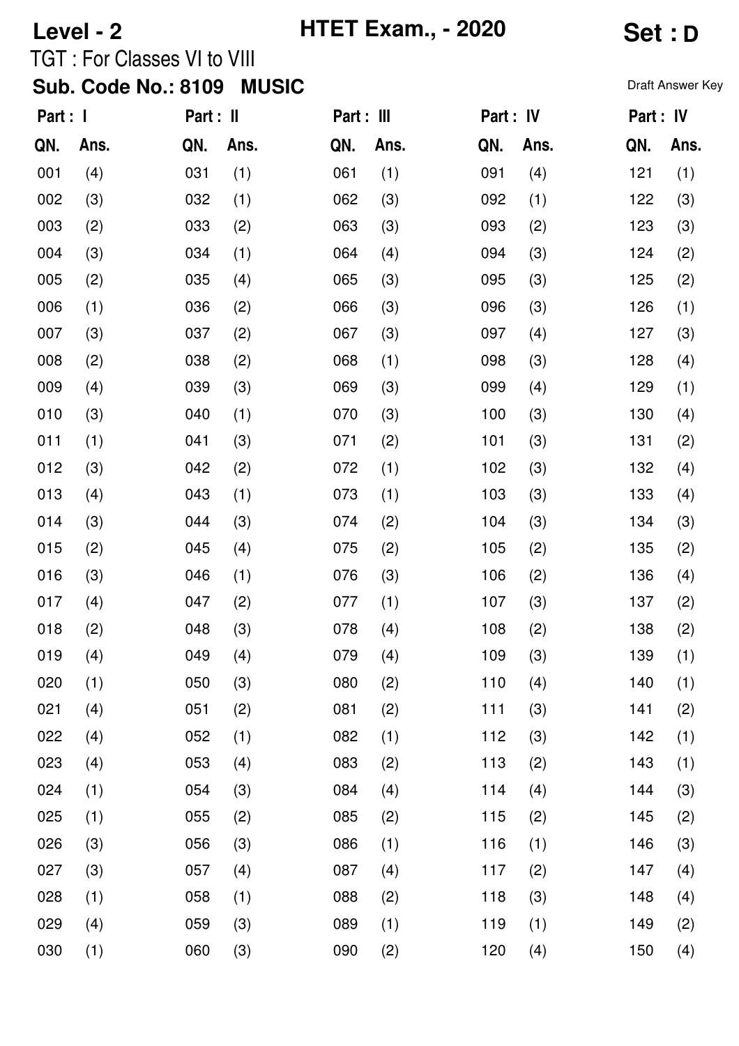**Level - 2** **HTET Exam., - 2020** **Set : D**

TGT : For Classes VI to VIII

**Sub. Code No.: 8109 MUSIC**

Draft Answer Key

| Part : I | | Part : II | | Part : III | | Part : IV | | Part : IV | |
|---|---|---|---|---|---|---|---|---|---|
| QN. | Ans. | QN. | Ans. | QN. | Ans. | QN. | Ans. | QN. | Ans. |
| 001 | (4) | 031 | (1) | 061 | (1) | 091 | (4) | 121 | (1) |
| 002 | (3) | 032 | (1) | 062 | (3) | 092 | (1) | 122 | (3) |
| 003 | (2) | 033 | (2) | 063 | (3) | 093 | (2) | 123 | (3) |
| 004 | (3) | 034 | (1) | 064 | (4) | 094 | (3) | 124 | (2) |
| 005 | (2) | 035 | (4) | 065 | (3) | 095 | (3) | 125 | (2) |
| 006 | (1) | 036 | (2) | 066 | (3) | 096 | (3) | 126 | (1) |
| 007 | (3) | 037 | (2) | 067 | (3) | 097 | (4) | 127 | (3) |
| 008 | (2) | 038 | (2) | 068 | (1) | 098 | (3) | 128 | (4) |
| 009 | (4) | 039 | (3) | 069 | (3) | 099 | (4) | 129 | (1) |
| 010 | (3) | 040 | (1) | 070 | (3) | 100 | (3) | 130 | (4) |
| 011 | (1) | 041 | (3) | 071 | (2) | 101 | (3) | 131 | (2) |
| 012 | (3) | 042 | (2) | 072 | (1) | 102 | (3) | 132 | (4) |
| 013 | (4) | 043 | (1) | 073 | (1) | 103 | (3) | 133 | (4) |
| 014 | (3) | 044 | (3) | 074 | (2) | 104 | (3) | 134 | (3) |
| 015 | (2) | 045 | (4) | 075 | (2) | 105 | (2) | 135 | (2) |
| 016 | (3) | 046 | (1) | 076 | (3) | 106 | (2) | 136 | (4) |
| 017 | (4) | 047 | (2) | 077 | (1) | 107 | (3) | 137 | (2) |
| 018 | (2) | 048 | (3) | 078 | (4) | 108 | (2) | 138 | (2) |
| 019 | (4) | 049 | (4) | 079 | (4) | 109 | (3) | 139 | (1) |
| 020 | (1) | 050 | (3) | 080 | (2) | 110 | (4) | 140 | (1) |
| 021 | (4) | 051 | (2) | 081 | (2) | 111 | (3) | 141 | (2) |
| 022 | (4) | 052 | (1) | 082 | (1) | 112 | (3) | 142 | (1) |
| 023 | (4) | 053 | (4) | 083 | (2) | 113 | (2) | 143 | (1) |
| 024 | (1) | 054 | (3) | 084 | (4) | 114 | (4) | 144 | (3) |
| 025 | (1) | 055 | (2) | 085 | (2) | 115 | (2) | 145 | (2) |
| 026 | (3) | 056 | (3) | 086 | (1) | 116 | (1) | 146 | (3) |
| 027 | (3) | 057 | (4) | 087 | (4) | 117 | (2) | 147 | (4) |
| 028 | (1) | 058 | (1) | 088 | (2) | 118 | (3) | 148 | (4) |
| 029 | (4) | 059 | (3) | 089 | (1) | 119 | (1) | 149 | (2) |
| 030 | (1) | 060 | (3) | 090 | (2) | 120 | (4) | 150 | (4) |